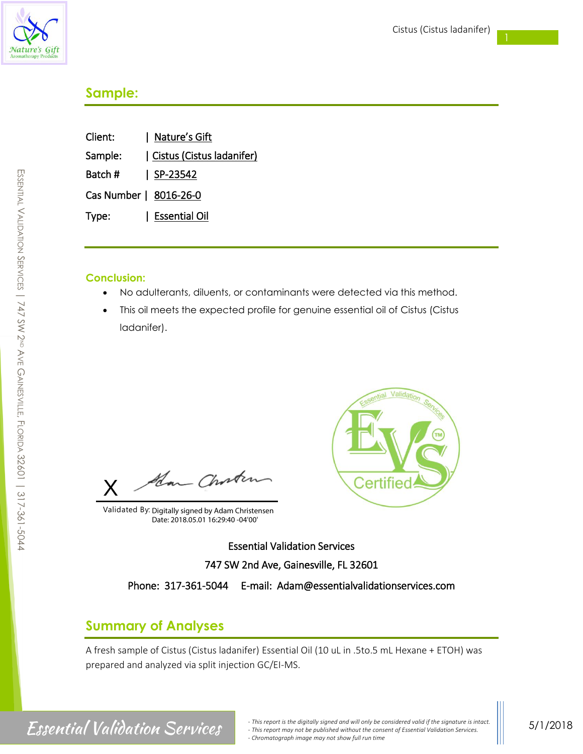## Sample:

Client: | Nature's Gift

Sample: | Cistus (Cistus ladanifer)

Batch # | SP-23542

Cas Number | 8016-26-0

Type: | Essential Oil

### Conclusion:

- No adulterants, diluents, or contaminants were detected via this method.
- This oil meets the expected profile for genuine essential oil of Cistus (Cistus ladanifer).

X

Validated By: Digitally signed by Adam Christensen
Date: 2018.05.01 16:29:40 -04'00'

Essential Validation Services

747 SW 2nd Ave, Gainesville, FL 32601

Phone: 317-361-5044 E-mail: Adam@essentialvalidationservices.com

## Summary of Analyses

A fresh sample of Cistus (Cistus ladanifer) Essential Oil (10 uL in .5to.5 mL Hexane + ETOH) was prepared and analyzed via split injection GC/EI-MS.

- *This report is the digitally signed and will only be considered valid if the signature is intact.*
- *This report may not be published without the consent of Essential Validation Services.*
- *Chromatograph image may not show full run time*

5/1/2018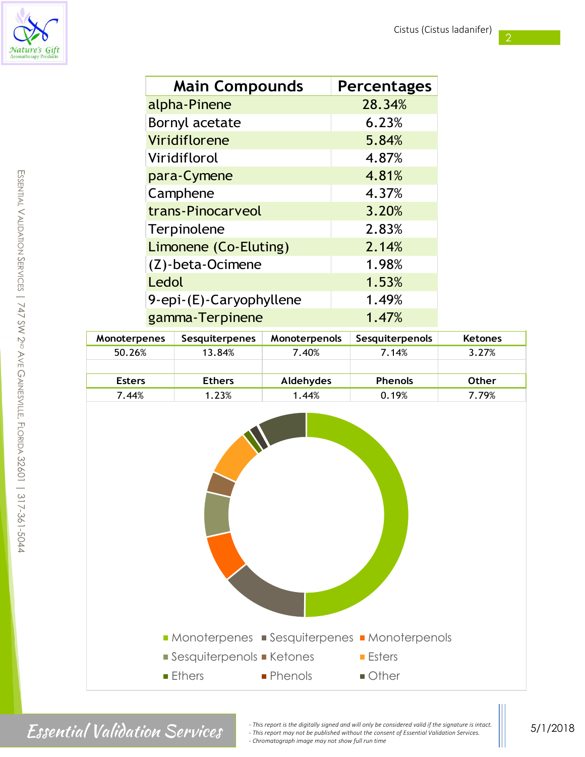| Main Compounds | Percentages |
|---|---|
| alpha-Pinene | 28.34% |
| Bornyl acetate | 6.23% |
| Viridiflorene | 5.84% |
| Viridiflorol | 4.87% |
| para-Cymene | 4.81% |
| Camphene | 4.37% |
| trans-Pinocarveol | 3.20% |
| Terpinolene | 2.83% |
| Limonene (Co-Eluting) | 2.14% |
| (Z)-beta-Ocimene | 1.98% |
| Ledol | 1.53% |
| 9-epi-(E)-Caryophyllene | 1.49% |
| gamma-Terpinene | 1.47% |

| Monoterpenes | Sesquiterpenes | Monoterpenols | Sesquiterpenols | Ketones |
|---|---|---|---|---|
| 50.26% | 13.84% | 7.40% | 7.14% | 3.27% |

| Esters | Ethers | Aldehydes | Phenols | Other |
|---|---|---|---|---|
| 7.44% | 1.23% | 1.44% | 0.19% | 7.79% |

Monoterpenes, Sesquiterpenes, Monoterpenols, Sesquiterpenols, Ketones, Esters, Ethers, Phenols, Other

- This report is the digitally signed and will only be considered valid if the signature is intact.
- This report may not be published without the consent of Essential Validation Services.
- Chromatograph image may not show full run time

5/1/2018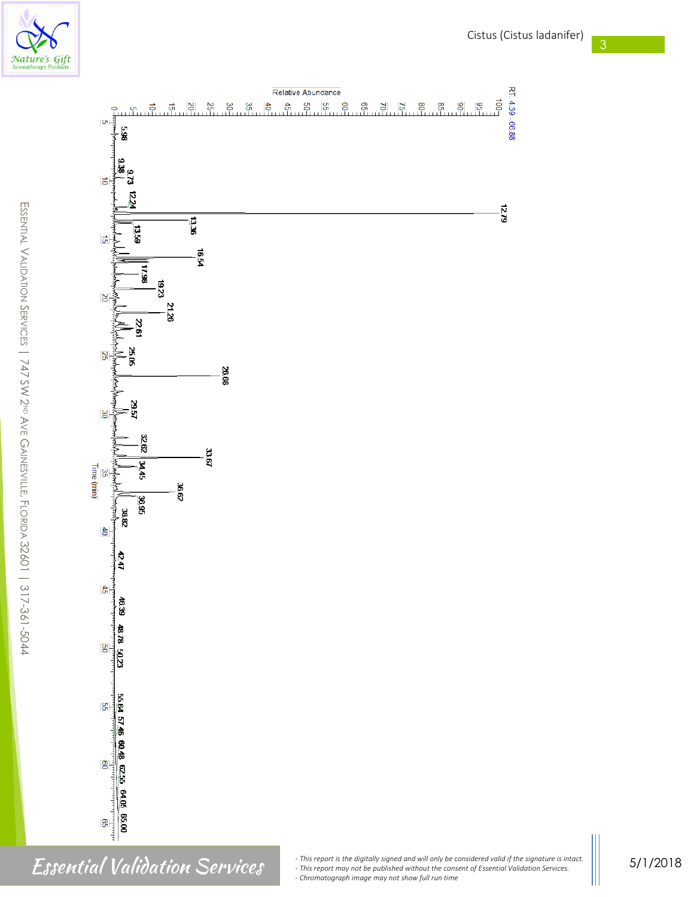RT: 4.39 - 66.88

Relative Abundance

Time (min)

12.79, 13.36, 16.54, 26.68, 33.67, 36.62, 21.26, 19.23, 17.98, 13.59, 12.24, 9.73, 9.38, 5.98, 22.61, 25.05, 29.57, 32.62, 34.45, 36.95, 38.82, 42.47, 46.39, 48.78, 50.23, 55.64, 57.46, 60.48, 62.55, 64.05, 65.00

- *This report is the digitally signed and will only be considered valid if the signature is intact.*
- *This report may not be published without the consent of Essential Validation Services.*
- *Chromatograph image may not show full run time*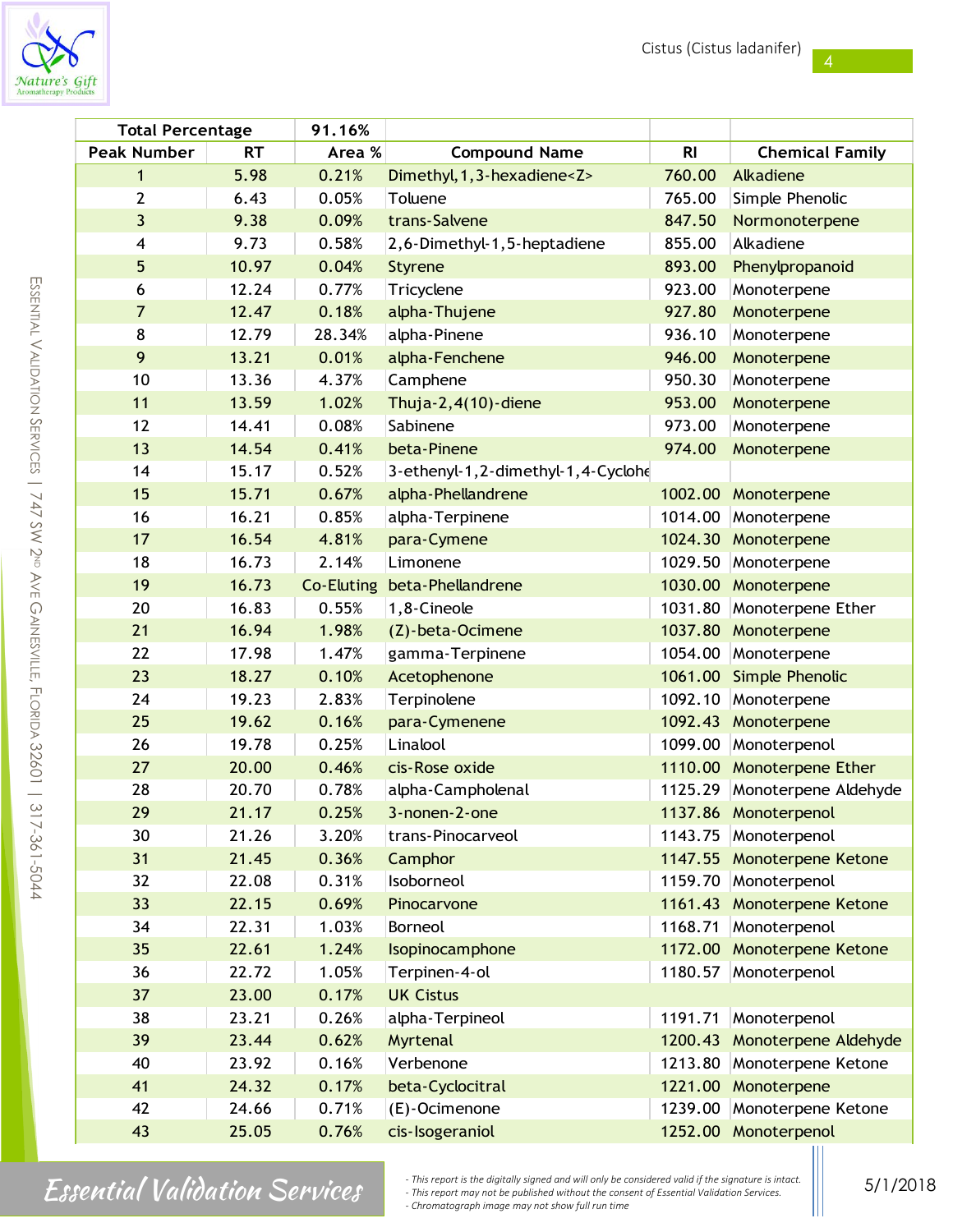| Total Percentage | | 91.16% | | | |
|---|---|---|---|---|---|
| **Peak Number** | **RT** | **Area %** | **Compound Name** | **RI** | **Chemical Family** |
| 1 | 5.98 | 0.21% | Dimethyl,1,3-hexadiene<Z> | 760.00 | Alkadiene |
| 2 | 6.43 | 0.05% | Toluene | 765.00 | Simple Phenolic |
| 3 | 9.38 | 0.09% | trans-Salvene | 847.50 | Normonoterpene |
| 4 | 9.73 | 0.58% | 2,6-Dimethyl-1,5-heptadiene | 855.00 | Alkadiene |
| 5 | 10.97 | 0.04% | Styrene | 893.00 | Phenylpropanoid |
| 6 | 12.24 | 0.77% | Tricyclene | 923.00 | Monoterpene |
| 7 | 12.47 | 0.18% | alpha-Thujene | 927.80 | Monoterpene |
| 8 | 12.79 | 28.34% | alpha-Pinene | 936.10 | Monoterpene |
| 9 | 13.21 | 0.01% | alpha-Fenchene | 946.00 | Monoterpene |
| 10 | 13.36 | 4.37% | Camphene | 950.30 | Monoterpene |
| 11 | 13.59 | 1.02% | Thuja-2,4(10)-diene | 953.00 | Monoterpene |
| 12 | 14.41 | 0.08% | Sabinene | 973.00 | Monoterpene |
| 13 | 14.54 | 0.41% | beta-Pinene | 974.00 | Monoterpene |
| 14 | 15.17 | 0.52% | 3-ethenyl-1,2-dimethyl-1,4-Cyclohe | | |
| 15 | 15.71 | 0.67% | alpha-Phellandrene | 1002.00 | Monoterpene |
| 16 | 16.21 | 0.85% | alpha-Terpinene | 1014.00 | Monoterpene |
| 17 | 16.54 | 4.81% | para-Cymene | 1024.30 | Monoterpene |
| 18 | 16.73 | 2.14% | Limonene | 1029.50 | Monoterpene |
| 19 | 16.73 | Co-Eluting | beta-Phellandrene | 1030.00 | Monoterpene |
| 20 | 16.83 | 0.55% | 1,8-Cineole | 1031.80 | Monoterpene Ether |
| 21 | 16.94 | 1.98% | (Z)-beta-Ocimene | 1037.80 | Monoterpene |
| 22 | 17.98 | 1.47% | gamma-Terpinene | 1054.00 | Monoterpene |
| 23 | 18.27 | 0.10% | Acetophenone | 1061.00 | Simple Phenolic |
| 24 | 19.23 | 2.83% | Terpinolene | 1092.10 | Monoterpene |
| 25 | 19.62 | 0.16% | para-Cymenene | 1092.43 | Monoterpene |
| 26 | 19.78 | 0.25% | Linalool | 1099.00 | Monoterpenol |
| 27 | 20.00 | 0.46% | cis-Rose oxide | 1110.00 | Monoterpene Ether |
| 28 | 20.70 | 0.78% | alpha-Campholenal | 1125.29 | Monoterpene Aldehyde |
| 29 | 21.17 | 0.25% | 3-nonen-2-one | 1137.86 | Monoterpenol |
| 30 | 21.26 | 3.20% | trans-Pinocarveol | 1143.75 | Monoterpenol |
| 31 | 21.45 | 0.36% | Camphor | 1147.55 | Monoterpene Ketone |
| 32 | 22.08 | 0.31% | Isoborneol | 1159.70 | Monoterpenol |
| 33 | 22.15 | 0.69% | Pinocarvone | 1161.43 | Monoterpene Ketone |
| 34 | 22.31 | 1.03% | Borneol | 1168.71 | Monoterpenol |
| 35 | 22.61 | 1.24% | Isopinocamphone | 1172.00 | Monoterpene Ketone |
| 36 | 22.72 | 1.05% | Terpinen-4-ol | 1180.57 | Monoterpenol |
| 37 | 23.00 | 0.17% | UK Cistus | | |
| 38 | 23.21 | 0.26% | alpha-Terpineol | 1191.71 | Monoterpenol |
| 39 | 23.44 | 0.62% | Myrtenal | 1200.43 | Monoterpene Aldehyde |
| 40 | 23.92 | 0.16% | Verbenone | 1213.80 | Monoterpene Ketone |
| 41 | 24.32 | 0.17% | beta-Cyclocitral | 1221.00 | Monoterpene |
| 42 | 24.66 | 0.71% | (E)-Ocimenone | 1239.00 | Monoterpene Ketone |
| 43 | 25.05 | 0.76% | cis-Isogeraniol | 1252.00 | Monoterpenol |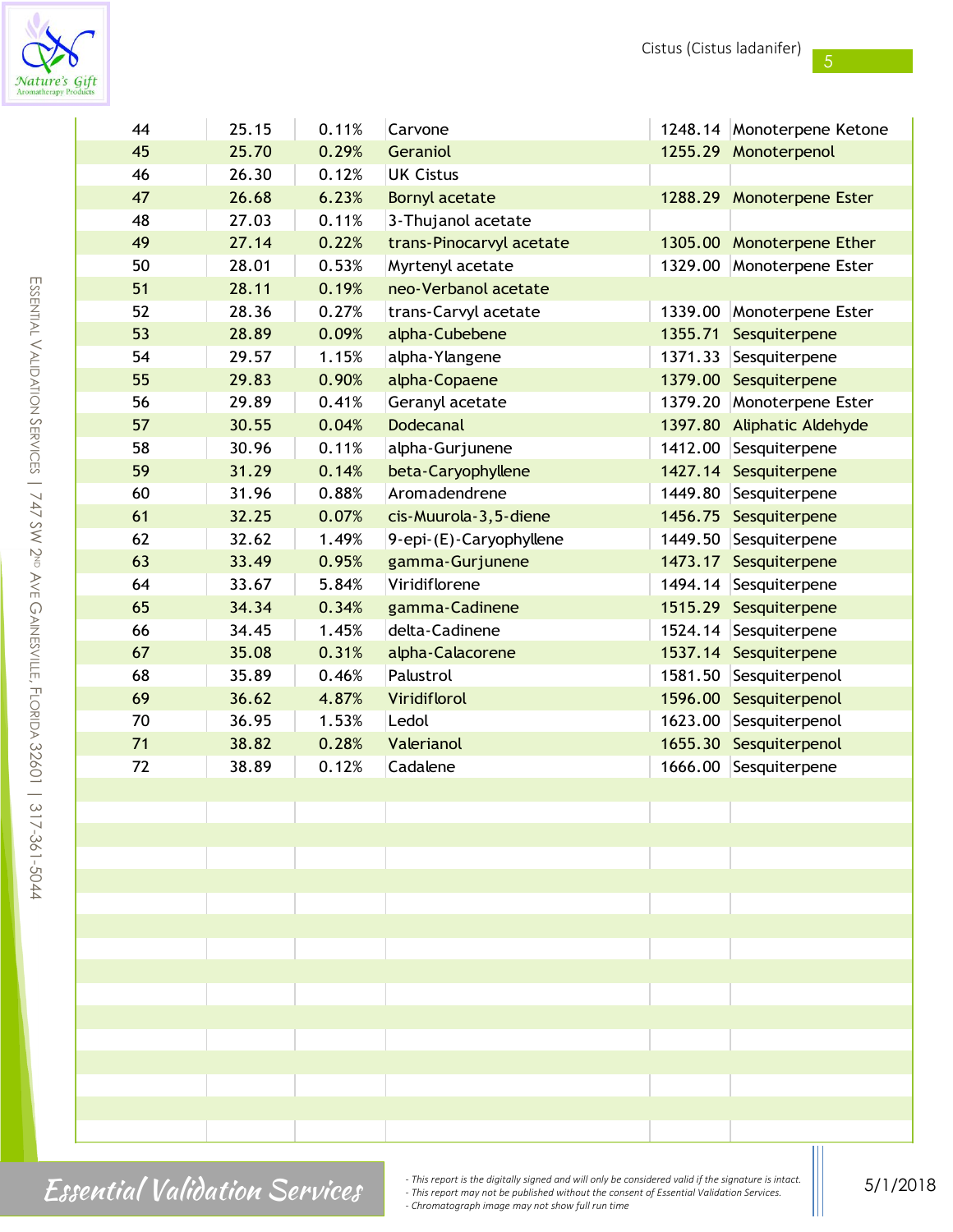| | | | | | |
|---|---|---|---|---|---|
| 44 | 25.15 | 0.11% | Carvone | 1248.14 | Monoterpene Ketone |
| 45 | 25.70 | 0.29% | Geraniol | 1255.29 | Monoterpenol |
| 46 | 26.30 | 0.12% | UK Cistus | | |
| 47 | 26.68 | 6.23% | Bornyl acetate | 1288.29 | Monoterpene Ester |
| 48 | 27.03 | 0.11% | 3-Thujanol acetate | | |
| 49 | 27.14 | 0.22% | trans-Pinocarvyl acetate | 1305.00 | Monoterpene Ether |
| 50 | 28.01 | 0.53% | Myrtenyl acetate | 1329.00 | Monoterpene Ester |
| 51 | 28.11 | 0.19% | neo-Verbanol acetate | | |
| 52 | 28.36 | 0.27% | trans-Carvyl acetate | 1339.00 | Monoterpene Ester |
| 53 | 28.89 | 0.09% | alpha-Cubebene | 1355.71 | Sesquiterpene |
| 54 | 29.57 | 1.15% | alpha-Ylangene | 1371.33 | Sesquiterpene |
| 55 | 29.83 | 0.90% | alpha-Copaene | 1379.00 | Sesquiterpene |
| 56 | 29.89 | 0.41% | Geranyl acetate | 1379.20 | Monoterpene Ester |
| 57 | 30.55 | 0.04% | Dodecanal | 1397.80 | Aliphatic Aldehyde |
| 58 | 30.96 | 0.11% | alpha-Gurjunene | 1412.00 | Sesquiterpene |
| 59 | 31.29 | 0.14% | beta-Caryophyllene | 1427.14 | Sesquiterpene |
| 60 | 31.96 | 0.88% | Aromadendrene | 1449.80 | Sesquiterpene |
| 61 | 32.25 | 0.07% | cis-Muurola-3,5-diene | 1456.75 | Sesquiterpene |
| 62 | 32.62 | 1.49% | 9-epi-(E)-Caryophyllene | 1449.50 | Sesquiterpene |
| 63 | 33.49 | 0.95% | gamma-Gurjunene | 1473.17 | Sesquiterpene |
| 64 | 33.67 | 5.84% | Viridiflorene | 1494.14 | Sesquiterpene |
| 65 | 34.34 | 0.34% | gamma-Cadinene | 1515.29 | Sesquiterpene |
| 66 | 34.45 | 1.45% | delta-Cadinene | 1524.14 | Sesquiterpene |
| 67 | 35.08 | 0.31% | alpha-Calacorene | 1537.14 | Sesquiterpene |
| 68 | 35.89 | 0.46% | Palustrol | 1581.50 | Sesquiterpenol |
| 69 | 36.62 | 4.87% | Viridiflorol | 1596.00 | Sesquiterpenol |
| 70 | 36.95 | 1.53% | Ledol | 1623.00 | Sesquiterpenol |
| 71 | 38.82 | 0.28% | Valerianol | 1655.30 | Sesquiterpenol |
| 72 | 38.89 | 0.12% | Cadalene | 1666.00 | Sesquiterpene |

- *This report is the digitally signed and will only be considered valid if the signature is intact.*
- *This report may not be published without the consent of Essential Validation Services.*
- *Chromatograph image may not show full run time*

5/1/2018